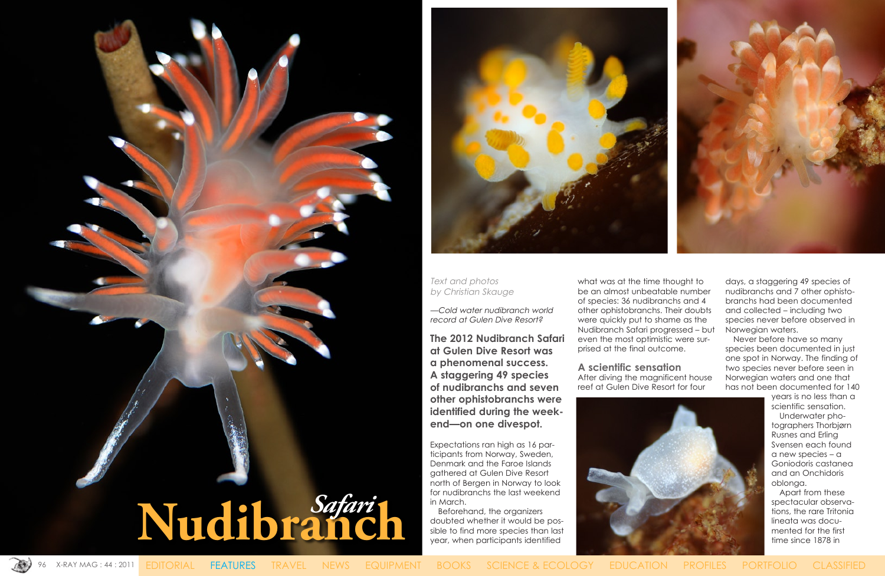# Nudibranch *Safari*

*Text and photos by Christian Skauge*

*—Cold water nudibranch world record at Gulen Dive Resort?*

**The 2012 Nudibranch Safari at Gulen Dive Resort was a phenomenal success. A staggering 49 species of nudibranchs and seven other ophistobranchs were identified during the weekend—on one divespot.**

Expectations ran high as 16 participants from Norway, Sweden, Denmark and the Faroe Islands gathered at Gulen Dive Resort north of Bergen in Norway to look for nudibranchs the last weekend in March.

Beforehand, the organizers doubted whether it would be possible to find more species than last year, when participants identified what was at the time thought to be an almost unbeatable number of species: 36 nudibranchs and 4 other ophistobranchs. Their doubts were quickly put to shame as the Nudibranch Safari progressed – but even the most optimistic were surprised at the final outcome.

## A scientific sensation

After diving the magnificent house reef at Gulen Dive Resort for four days, a staggering 49 species of nudibranchs and 7 other ophistobranchs had been documented and collected – including two species never before observed in Norwegian waters.

Never before have so many species been documented in just one spot in Norway. The finding of two species never before seen in Norwegian waters and one that has not been documented for 140 years is no less than a scientific sensation.

Underwater photographers Thorbjørn Rusnes and Erling Svensen each found a new species – a Goniodoris castanea and an Onchidoris oblonga.

Apart from these spectacular observations, the rare Tritonia lineata was documented for the first time since 1878 in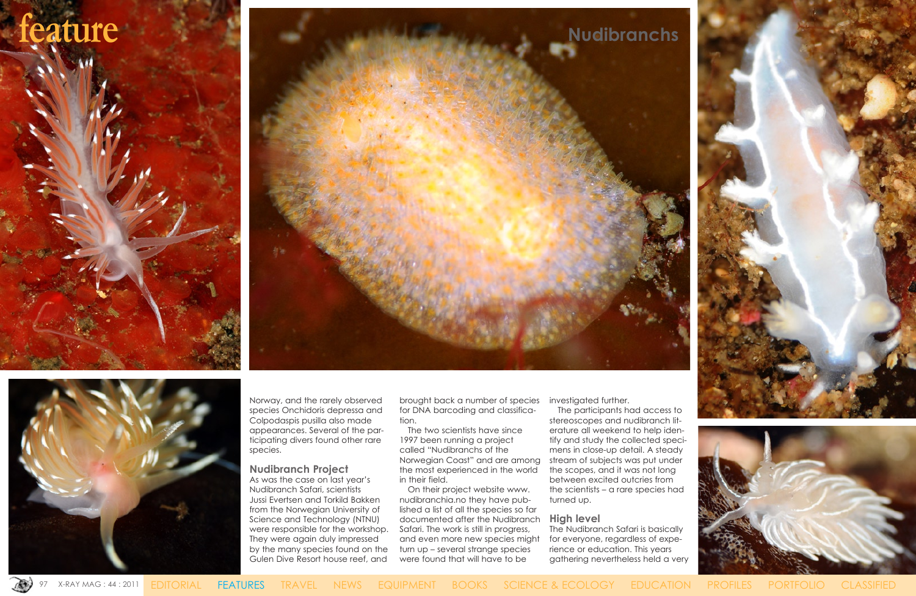Norway, and the rarely observed species Onchidoris depressa and Colpodaspis pusilla also made appearances. Several of the participating divers found other rare species.

## Nudibranch Project

As was the case on last year's Nudibranch Safari, scientists Jussi Evertsen and Torkild Bakken from the Norwegian University of Science and Technology (NTNU) were responsible for the workshop. They were again duly impressed by the many species found on the Gulen Dive Resort house reef, and brought back a number of species for DNA barcoding and classification.

The two scientists have since 1997 been running a project called "Nudibranchs of the Norwegian Coast" and are among the most experienced in the world in their field.

On their project website www.nudibranchia.no they have published a list of all the species so far documented after the Nudibranch Safari. The work is still in progress, and even more new species might turn up – several strange species were found that will have to be investigated further.

The participants had access to stereoscopes and nudibranch literature all weekend to help identify and study the collected specimens in close-up detail. A steady stream of subjects was put under the scopes, and it was not long between excited outcries from the scientists – a rare species had turned up.

## High level

The Nudibranch Safari is basically for everyone, regardless of experience or education. This years gathering nevertheless held a very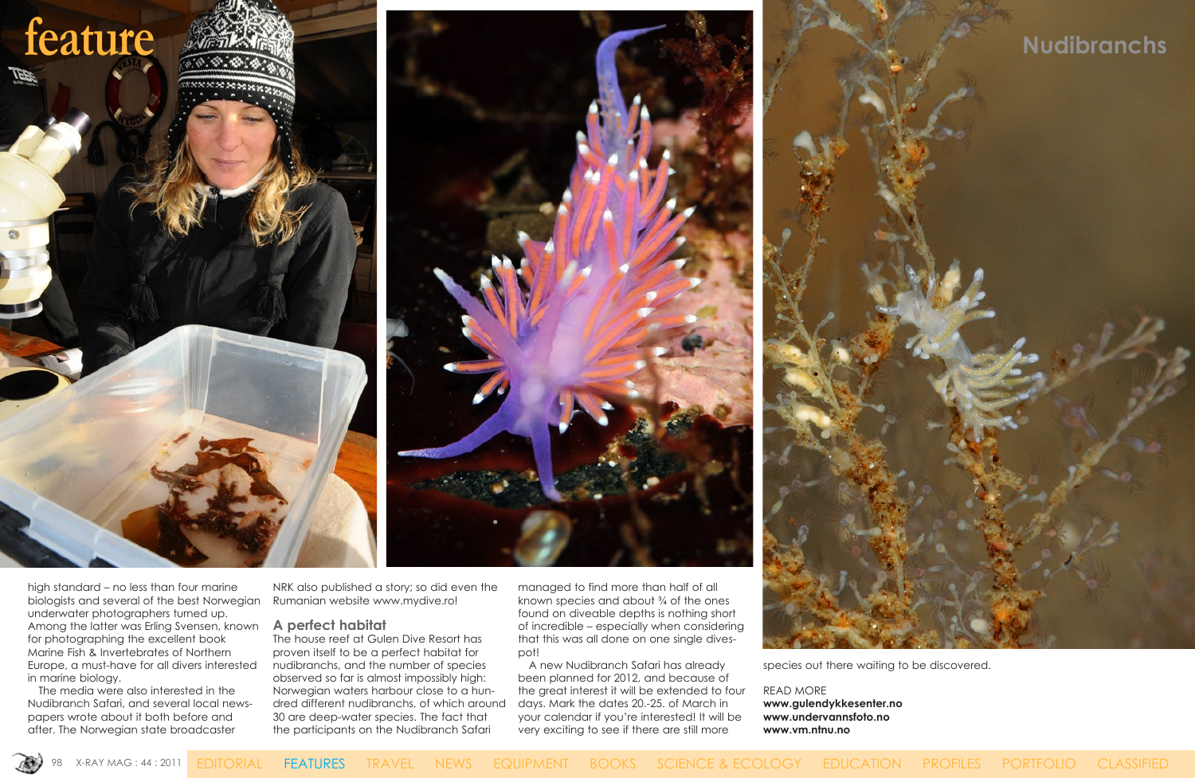high standard – no less than four marine biologists and several of the best Norwegian underwater photographers turned up. Among the latter was Erling Svensen, known for photographing the excellent book Marine Fish & Invertebrates of Northern Europe, a must-have for all divers interested in marine biology.

The media were also interested in the Nudibranch Safari, and several local newspapers wrote about it both before and after. The Norwegian state broadcaster NRK also published a story; so did even the Rumanian website www.mydive.ro!

## A perfect habitat

The house reef at Gulen Dive Resort has proven itself to be a perfect habitat for nudibranchs, and the number of species observed so far is almost impossibly high: Norwegian waters harbour close to a hundred different nudibranchs, of which around 30 are deep-water species. The fact that the participants on the Nudibranch Safari managed to find more than half of all known species and about ¾ of the ones found on diveable depths is nothing short of incredible – especially when considering that this was all done on one single dive-spot!

A new Nudibranch Safari has already been planned for 2012, and because of the great interest it will be extended to four days. Mark the dates 20.-25. of March in your calendar if you're interested! It will be very exciting to see if there are still more species out there waiting to be discovered.

READ MORE
**www.gulendykkesenter.no**
**www.undervannsfoto.no**
**www.vm.ntnu.no**